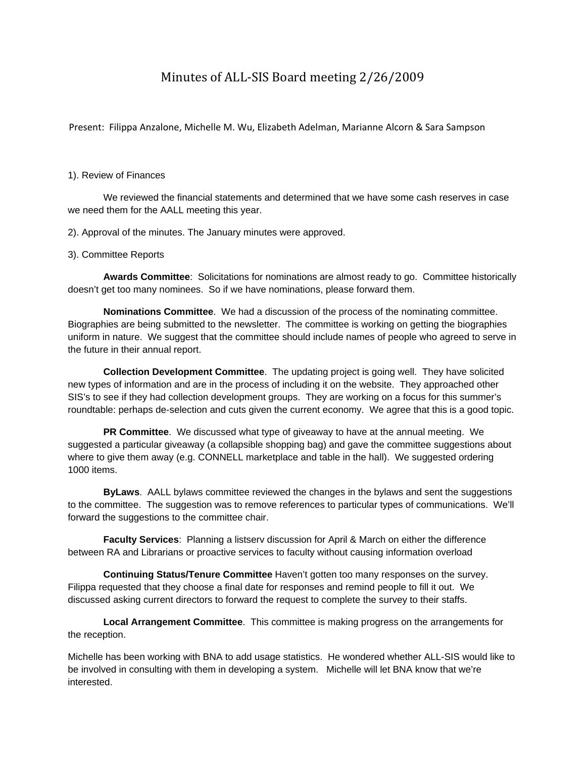# Minutes of ALL-SIS Board meeting 2/26/2009

Present: Filippa Anzalone, Michelle M. Wu, Elizabeth Adelman, Marianne Alcorn & Sara Sampson

1). Review of Finances

We reviewed the financial statements and determined that we have some cash reserves in case we need them for the AALL meeting this year.

2). Approval of the minutes. The January minutes were approved.

3). Committee Reports

**Awards Committee**: Solicitations for nominations are almost ready to go. Committee historically doesn't get too many nominees. So if we have nominations, please forward them.

**Nominations Committee**. We had a discussion of the process of the nominating committee. Biographies are being submitted to the newsletter. The committee is working on getting the biographies uniform in nature. We suggest that the committee should include names of people who agreed to serve in the future in their annual report.

**Collection Development Committee**. The updating project is going well. They have solicited new types of information and are in the process of including it on the website. They approached other SIS's to see if they had collection development groups. They are working on a focus for this summer's roundtable: perhaps de-selection and cuts given the current economy. We agree that this is a good topic.

**PR Committee**. We discussed what type of giveaway to have at the annual meeting. We suggested a particular giveaway (a collapsible shopping bag) and gave the committee suggestions about where to give them away (e.g. CONNELL marketplace and table in the hall). We suggested ordering 1000 items.

**ByLaws**. AALL bylaws committee reviewed the changes in the bylaws and sent the suggestions to the committee. The suggestion was to remove references to particular types of communications. We'll forward the suggestions to the committee chair.

**Faculty Services**: Planning a listserv discussion for April & March on either the difference between RA and Librarians or proactive services to faculty without causing information overload

**Continuing Status/Tenure Committee** Haven't gotten too many responses on the survey. Filippa requested that they choose a final date for responses and remind people to fill it out. We discussed asking current directors to forward the request to complete the survey to their staffs.

**Local Arrangement Committee**. This committee is making progress on the arrangements for the reception.

Michelle has been working with BNA to add usage statistics. He wondered whether ALL-SIS would like to be involved in consulting with them in developing a system. Michelle will let BNA know that we're interested.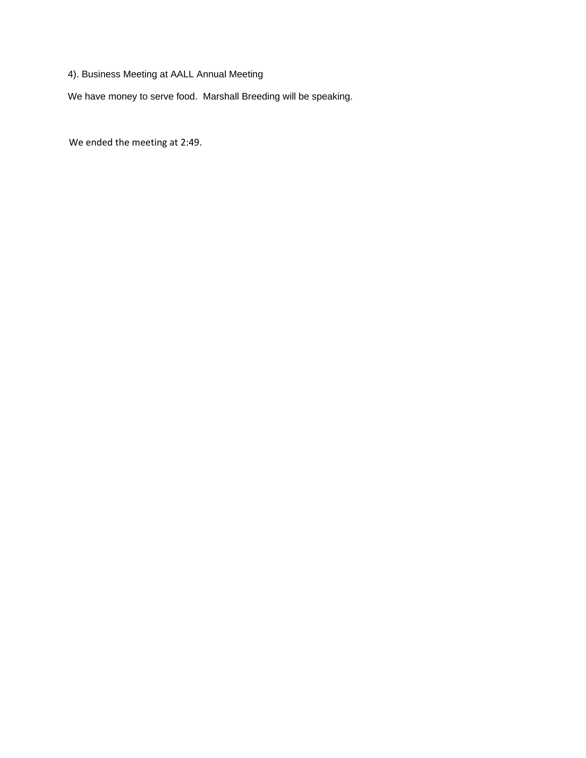4). Business Meeting at AALL Annual Meeting

We have money to serve food.  Marshall Breeding will be speaking.

We ended the meeting at 2:49.